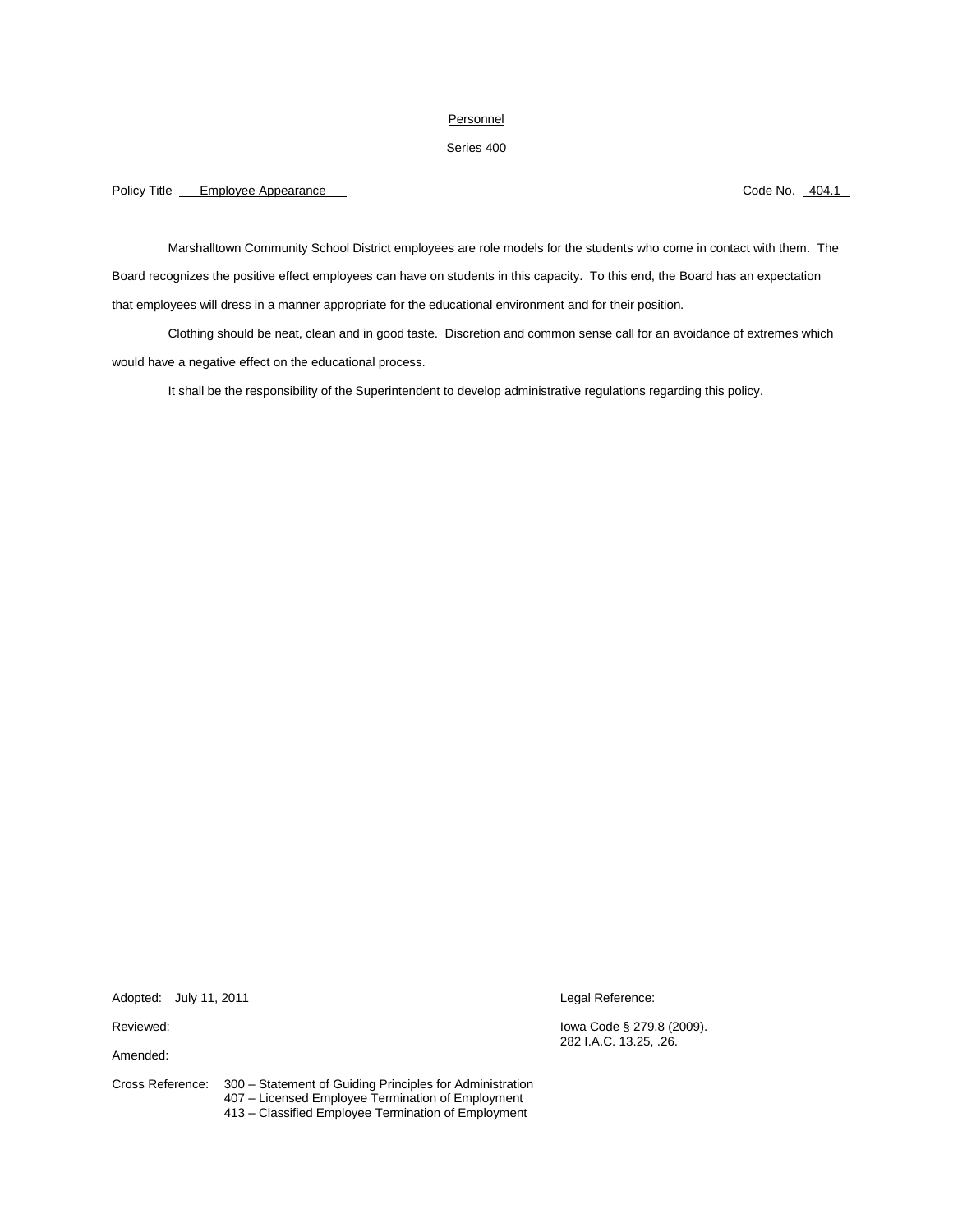Personnel

Series 400

Policy Title Employee Appearance Code No. 404.1

Marshalltown Community School District employees are role models for the students who come in contact with them. The Board recognizes the positive effect employees can have on students in this capacity. To this end, the Board has an expectation that employees will dress in a manner appropriate for the educational environment and for their position.

Clothing should be neat, clean and in good taste. Discretion and common sense call for an avoidance of extremes which would have a negative effect on the educational process.

It shall be the responsibility of the Superintendent to develop administrative regulations regarding this policy.

Adopted: July 11, 2011

Reviewed:

Amended:

Legal Reference:

Iowa Code § 279.8 (2009).
282 I.A.C. 13.25, .26.

Cross Reference: 300 – Statement of Guiding Principles for Administration
407 – Licensed Employee Termination of Employment
413 – Classified Employee Termination of Employment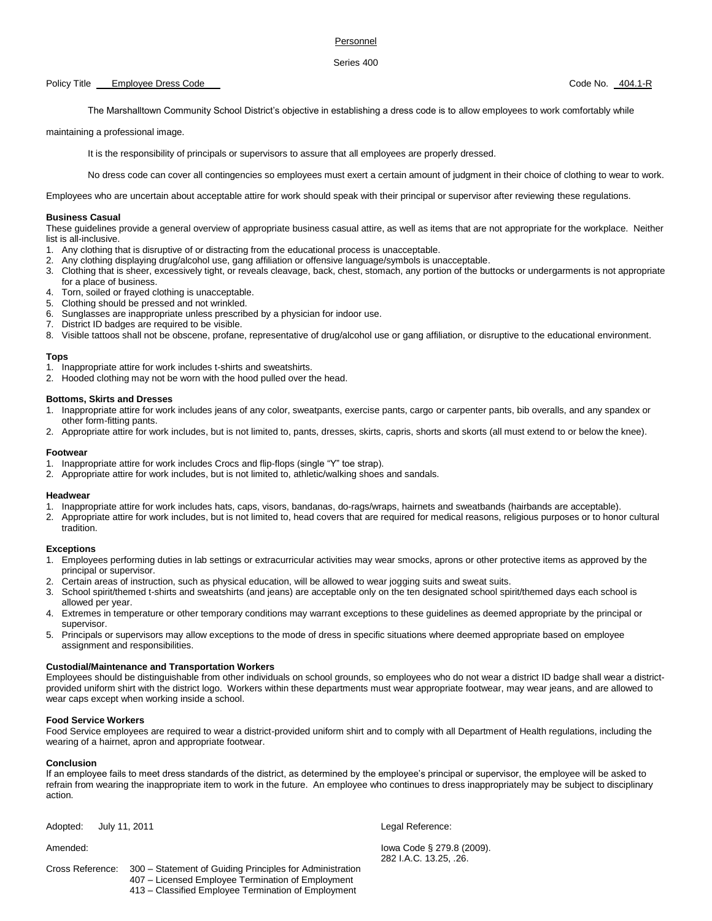Personnel

Series 400

Policy Title Employee Dress Code Code No. 404.1-R

The Marshalltown Community School District's objective in establishing a dress code is to allow employees to work comfortably while maintaining a professional image.

It is the responsibility of principals or supervisors to assure that all employees are properly dressed.

No dress code can cover all contingencies so employees must exert a certain amount of judgment in their choice of clothing to wear to work.

Employees who are uncertain about acceptable attire for work should speak with their principal or supervisor after reviewing these regulations.

**Business Casual**

These guidelines provide a general overview of appropriate business casual attire, as well as items that are not appropriate for the workplace. Neither list is all-inclusive.

1. Any clothing that is disruptive of or distracting from the educational process is unacceptable.
2. Any clothing displaying drug/alcohol use, gang affiliation or offensive language/symbols is unacceptable.
3. Clothing that is sheer, excessively tight, or reveals cleavage, back, chest, stomach, any portion of the buttocks or undergarments is not appropriate for a place of business.
4. Torn, soiled or frayed clothing is unacceptable.
5. Clothing should be pressed and not wrinkled.
6. Sunglasses are inappropriate unless prescribed by a physician for indoor use.
7. District ID badges are required to be visible.
8. Visible tattoos shall not be obscene, profane, representative of drug/alcohol use or gang affiliation, or disruptive to the educational environment.

**Tops**

1. Inappropriate attire for work includes t-shirts and sweatshirts.
2. Hooded clothing may not be worn with the hood pulled over the head.

**Bottoms, Skirts and Dresses**

1. Inappropriate attire for work includes jeans of any color, sweatpants, exercise pants, cargo or carpenter pants, bib overalls, and any spandex or other form-fitting pants.
2. Appropriate attire for work includes, but is not limited to, pants, dresses, skirts, capris, shorts and skorts (all must extend to or below the knee).

**Footwear**

1. Inappropriate attire for work includes Crocs and flip-flops (single "Y" toe strap).
2. Appropriate attire for work includes, but is not limited to, athletic/walking shoes and sandals.

**Headwear**

1. Inappropriate attire for work includes hats, caps, visors, bandanas, do-rags/wraps, hairnets and sweatbands (hairbands are acceptable).
2. Appropriate attire for work includes, but is not limited to, head covers that are required for medical reasons, religious purposes or to honor cultural tradition.

**Exceptions**

1. Employees performing duties in lab settings or extracurricular activities may wear smocks, aprons or other protective items as approved by the principal or supervisor.
2. Certain areas of instruction, such as physical education, will be allowed to wear jogging suits and sweat suits.
3. School spirit/themed t-shirts and sweatshirts (and jeans) are acceptable only on the ten designated school spirit/themed days each school is allowed per year.
4. Extremes in temperature or other temporary conditions may warrant exceptions to these guidelines as deemed appropriate by the principal or supervisor.
5. Principals or supervisors may allow exceptions to the mode of dress in specific situations where deemed appropriate based on employee assignment and responsibilities.

**Custodial/Maintenance and Transportation Workers**

Employees should be distinguishable from other individuals on school grounds, so employees who do not wear a district ID badge shall wear a district-provided uniform shirt with the district logo. Workers within these departments must wear appropriate footwear, may wear jeans, and are allowed to wear caps except when working inside a school.

**Food Service Workers**

Food Service employees are required to wear a district-provided uniform shirt and to comply with all Department of Health regulations, including the wearing of a hairnet, apron and appropriate footwear.

**Conclusion**

If an employee fails to meet dress standards of the district, as determined by the employee's principal or supervisor, the employee will be asked to refrain from wearing the inappropriate item to work in the future. An employee who continues to dress inappropriately may be subject to disciplinary action.

Adopted: July 11, 2011

Amended:

Cross Reference: 300 – Statement of Guiding Principles for Administration
407 – Licensed Employee Termination of Employment
413 – Classified Employee Termination of Employment

Legal Reference:

Iowa Code § 279.8 (2009).
282 I.A.C. 13.25, .26.